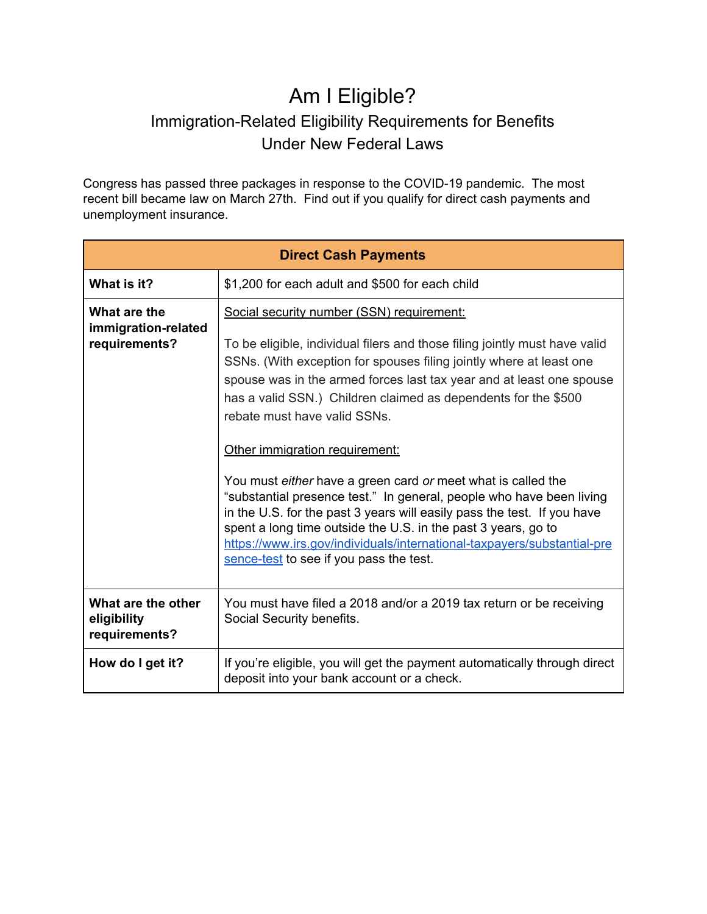# Am I Eligible?

## Immigration-Related Eligibility Requirements for Benefits Under New Federal Laws

Congress has passed three packages in response to the COVID-19 pandemic. The most recent bill became law on March 27th. Find out if you qualify for direct cash payments and unemployment insurance.

| Direct Cash Payments | |
|---|---|
| **What is it?** | $1,200 for each adult and $500 for each child |
| **What are the immigration-related requirements?** | <u>Social security number (SSN) requirement:</u><br><br>To be eligible, individual filers and those filing jointly must have valid SSNs. (With exception for spouses filing jointly where at least one spouse was in the armed forces last tax year and at least one spouse has a valid SSN.) Children claimed as dependents for the $500 rebate must have valid SSNs.<br><br><u>Other immigration requirement:</u><br><br>You must *either* have a green card *or* meet what is called the "substantial presence test." In general, people who have been living in the U.S. for the past 3 years will easily pass the test. If you have spent a long time outside the U.S. in the past 3 years, go to https://www.irs.gov/individuals/international-taxpayers/substantial-presence-test to see if you pass the test. |
| **What are the other eligibility requirements?** | You must have filed a 2018 and/or a 2019 tax return or be receiving Social Security benefits. |
| **How do I get it?** | If you're eligible, you will get the payment automatically through direct deposit into your bank account or a check. |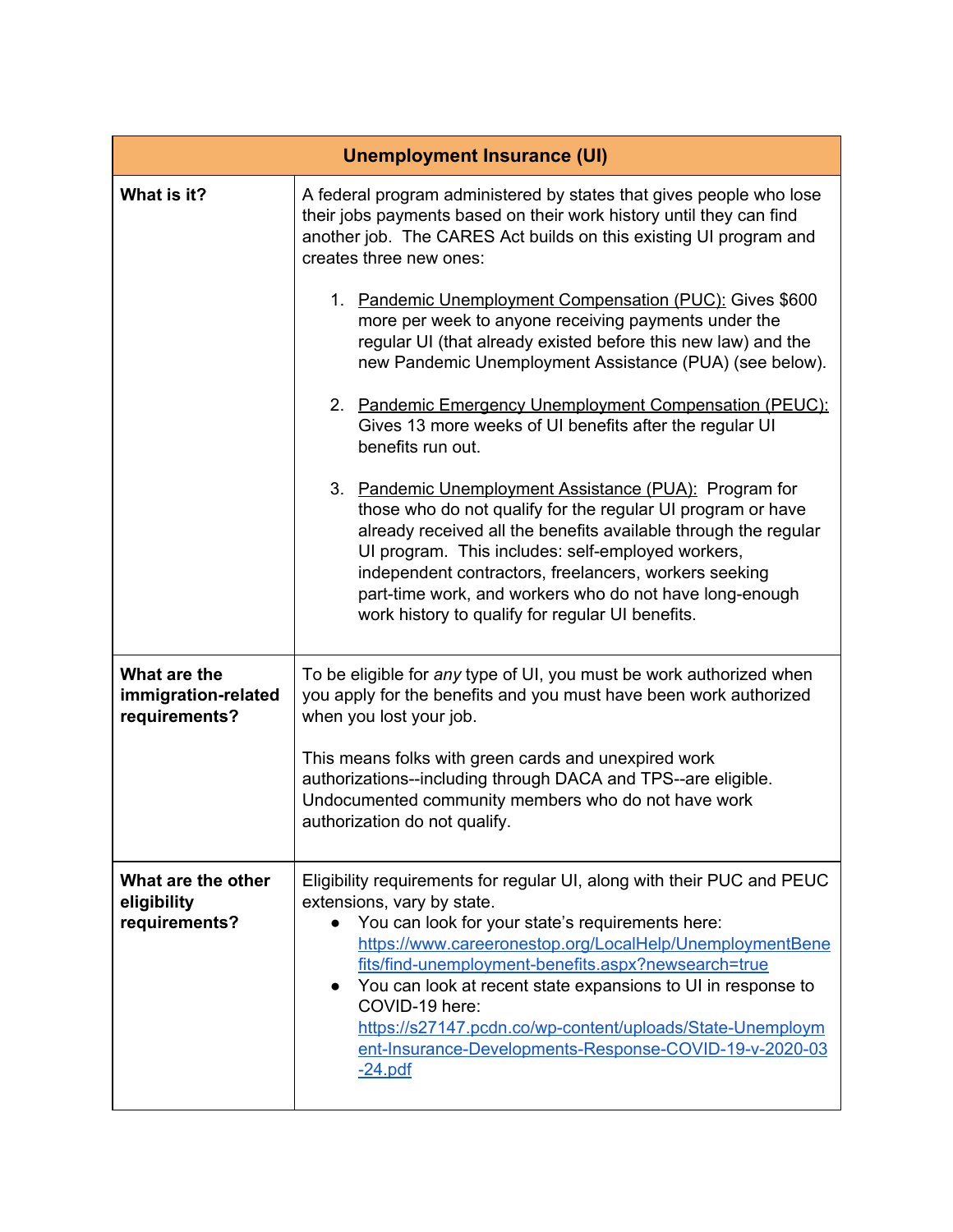| Unemployment Insurance (UI) | |
|---|---|
| **What is it?** | A federal program administered by states that gives people who lose their jobs payments based on their work history until they can find another job. The CARES Act builds on this existing UI program and creates three new ones:<br><br>1. Pandemic Unemployment Compensation (PUC): Gives $600 more per week to anyone receiving payments under the regular UI (that already existed before this new law) and the new Pandemic Unemployment Assistance (PUA) (see below).<br><br>2. Pandemic Emergency Unemployment Compensation (PEUC): Gives 13 more weeks of UI benefits after the regular UI benefits run out.<br><br>3. Pandemic Unemployment Assistance (PUA): Program for those who do not qualify for the regular UI program or have already received all the benefits available through the regular UI program. This includes: self-employed workers, independent contractors, freelancers, workers seeking part-time work, and workers who do not have long-enough work history to qualify for regular UI benefits. |
| **What are the immigration-related requirements?** | To be eligible for *any* type of UI, you must be work authorized when you apply for the benefits and you must have been work authorized when you lost your job.<br><br>This means folks with green cards and unexpired work authorizations--including through DACA and TPS--are eligible. Undocumented community members who do not have work authorization do not qualify. |
| **What are the other eligibility requirements?** | Eligibility requirements for regular UI, along with their PUC and PEUC extensions, vary by state.<br>• You can look for your state's requirements here: https://www.careeronestop.org/LocalHelp/UnemploymentBenefits/find-unemployment-benefits.aspx?newsearch=true<br>• You can look at recent state expansions to UI in response to COVID-19 here: https://s27147.pcdn.co/wp-content/uploads/State-Unemployment-Insurance-Developments-Response-COVID-19-v-2020-03-24.pdf |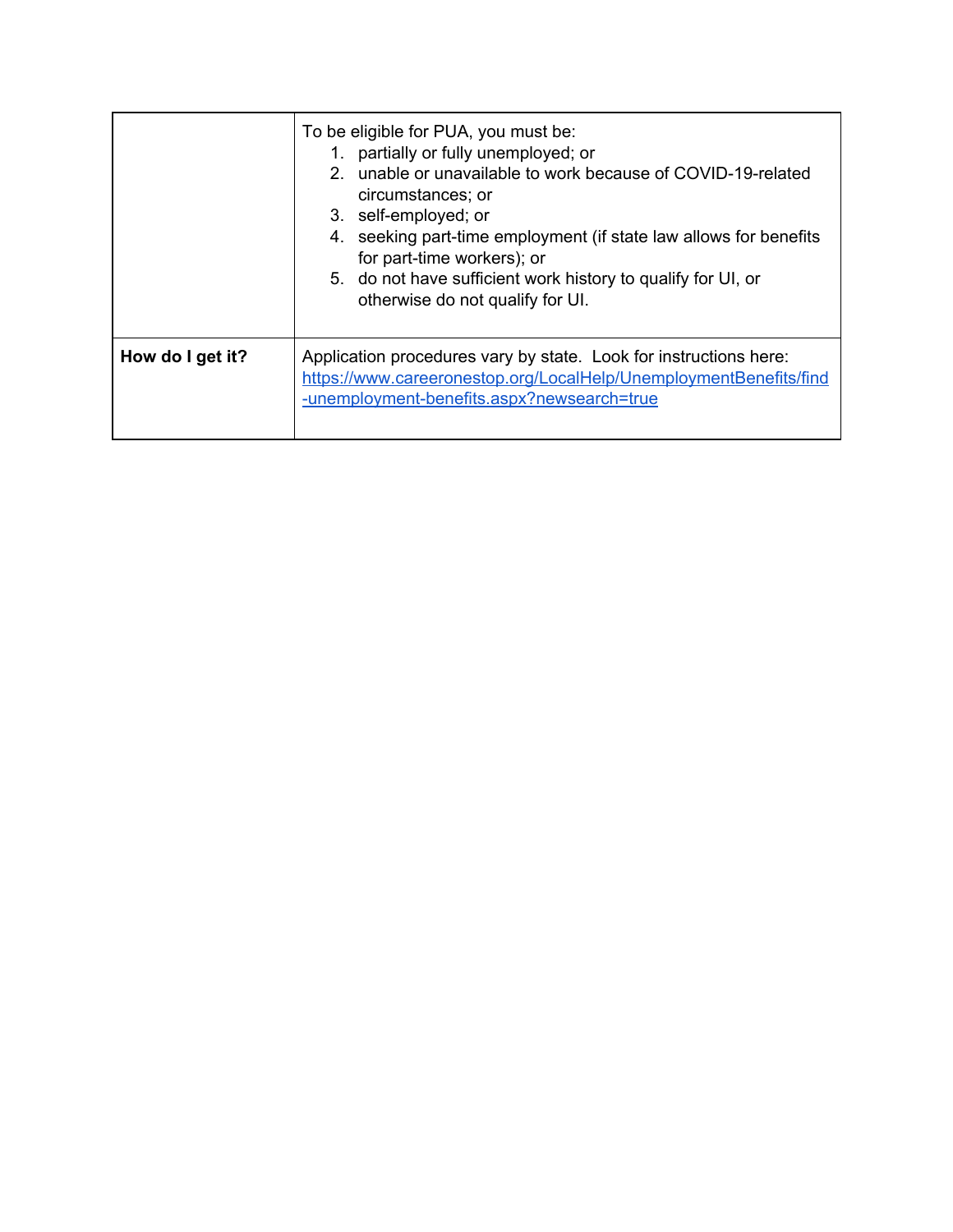| | |
|---|---|
| | To be eligible for PUA, you must be:<br>1. partially or fully unemployed; or<br>2. unable or unavailable to work because of COVID-19-related circumstances; or<br>3. self-employed; or<br>4. seeking part-time employment (if state law allows for benefits for part-time workers); or<br>5. do not have sufficient work history to qualify for UI, or otherwise do not qualify for UI. |
| **How do I get it?** | Application procedures vary by state. Look for instructions here: https://www.careeronestop.org/LocalHelp/UnemploymentBenefits/find-unemployment-benefits.aspx?newsearch=true |